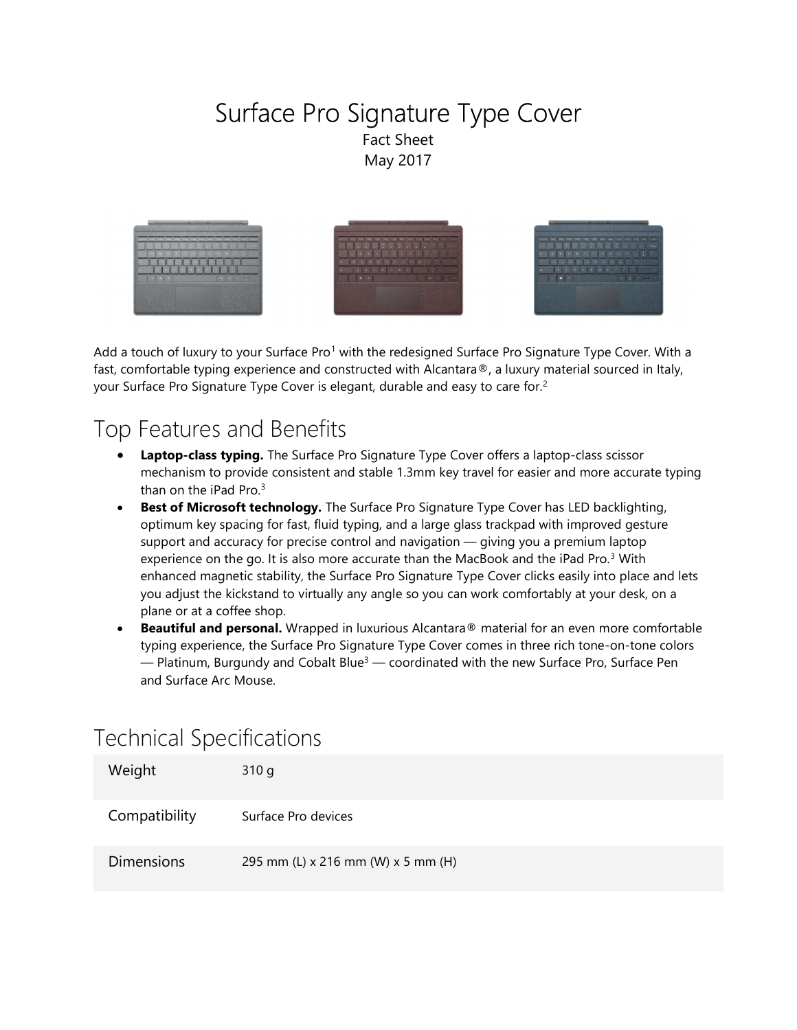# Surface Pro Signature Type Cover

Fact Sheet
May 2017

Add a touch of luxury to your Surface Pro[1] with the redesigned Surface Pro Signature Type Cover. With a fast, comfortable typing experience and constructed with Alcantara®, a luxury material sourced in Italy, your Surface Pro Signature Type Cover is elegant, durable and easy to care for.[2]

## Top Features and Benefits

- **Laptop-class typing.** The Surface Pro Signature Type Cover offers a laptop-class scissor mechanism to provide consistent and stable 1.3mm key travel for easier and more accurate typing than on the iPad Pro.[3]
- **Best of Microsoft technology.** The Surface Pro Signature Type Cover has LED backlighting, optimum key spacing for fast, fluid typing, and a large glass trackpad with improved gesture support and accuracy for precise control and navigation — giving you a premium laptop experience on the go. It is also more accurate than the MacBook and the iPad Pro.[3] With enhanced magnetic stability, the Surface Pro Signature Type Cover clicks easily into place and lets you adjust the kickstand to virtually any angle so you can work comfortably at your desk, on a plane or at a coffee shop.
- **Beautiful and personal.** Wrapped in luxurious Alcantara® material for an even more comfortable typing experience, the Surface Pro Signature Type Cover comes in three rich tone-on-tone colors — Platinum, Burgundy and Cobalt Blue[3] — coordinated with the new Surface Pro, Surface Pen and Surface Arc Mouse.

## Technical Specifications

| | |
|---|---|
| Weight | 310 g |
| Compatibility | Surface Pro devices |
| Dimensions | 295 mm (L) x 216 mm (W) x 5 mm (H) |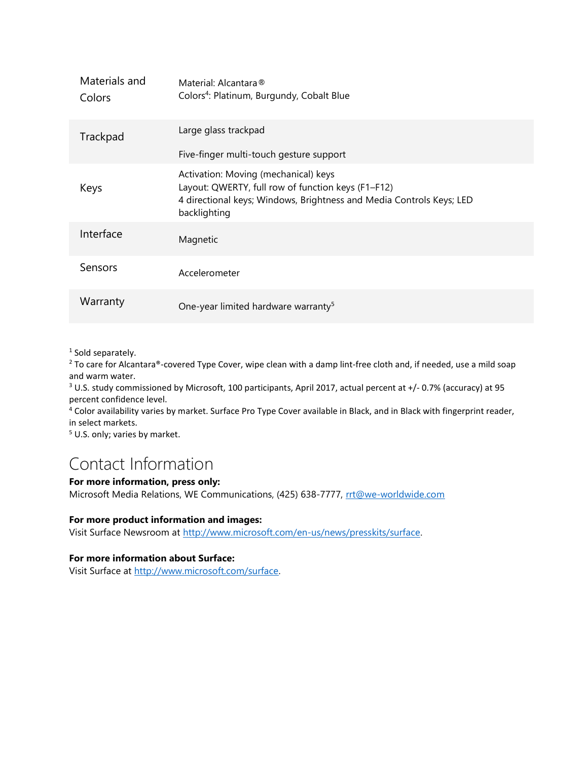| | |
|---|---|
| Materials and Colors | Material: Alcantara®<br>Colors[4]: Platinum, Burgundy, Cobalt Blue |
| Trackpad | Large glass trackpad<br><br>Five-finger multi-touch gesture support |
| Keys | Activation: Moving (mechanical) keys<br>Layout: QWERTY, full row of function keys (F1–F12)<br>4 directional keys; Windows, Brightness and Media Controls Keys; LED backlighting |
| Interface | Magnetic |
| Sensors | Accelerometer |
| Warranty | One-year limited hardware warranty[5] |

[1] Sold separately.
[2] To care for Alcantara®-covered Type Cover, wipe clean with a damp lint-free cloth and, if needed, use a mild soap and warm water.
[3] U.S. study commissioned by Microsoft, 100 participants, April 2017, actual percent at +/- 0.7% (accuracy) at 95 percent confidence level.
[4] Color availability varies by market. Surface Pro Type Cover available in Black, and in Black with fingerprint reader, in select markets.
[5] U.S. only; varies by market.

# Contact Information

**For more information, press only:**
Microsoft Media Relations, WE Communications, (425) 638-7777, rrt@we-worldwide.com

**For more product information and images:**
Visit Surface Newsroom at http://www.microsoft.com/en-us/news/presskits/surface.

**For more information about Surface:**
Visit Surface at http://www.microsoft.com/surface.